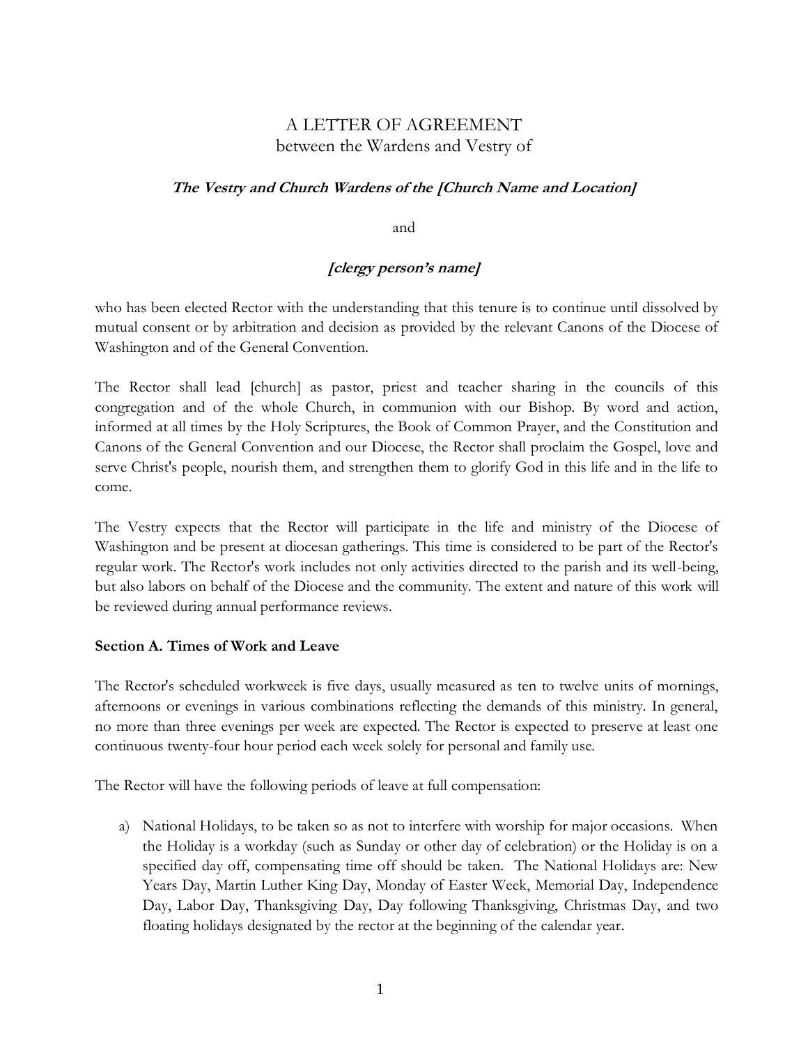# A LETTER OF AGREEMENT
between the Wardens and Vestry of

***The Vestry and Church Wardens of the [Church Name and Location]***

and

***[clergy person's name]***

who has been elected Rector with the understanding that this tenure is to continue until dissolved by mutual consent or by arbitration and decision as provided by the relevant Canons of the Diocese of Washington and of the General Convention.

The Rector shall lead [church] as pastor, priest and teacher sharing in the councils of this congregation and of the whole Church, in communion with our Bishop. By word and action, informed at all times by the Holy Scriptures, the Book of Common Prayer, and the Constitution and Canons of the General Convention and our Diocese, the Rector shall proclaim the Gospel, love and serve Christ's people, nourish them, and strengthen them to glorify God in this life and in the life to come.

The Vestry expects that the Rector will participate in the life and ministry of the Diocese of Washington and be present at diocesan gatherings. This time is considered to be part of the Rector's regular work. The Rector's work includes not only activities directed to the parish and its well-being, but also labors on behalf of the Diocese and the community. The extent and nature of this work will be reviewed during annual performance reviews.

**Section A. Times of Work and Leave**

The Rector's scheduled workweek is five days, usually measured as ten to twelve units of mornings, afternoons or evenings in various combinations reflecting the demands of this ministry. In general, no more than three evenings per week are expected. The Rector is expected to preserve at least one continuous twenty-four hour period each week solely for personal and family use.

The Rector will have the following periods of leave at full compensation:

a) National Holidays, to be taken so as not to interfere with worship for major occasions. When the Holiday is a workday (such as Sunday or other day of celebration) or the Holiday is on a specified day off, compensating time off should be taken. The National Holidays are: New Years Day, Martin Luther King Day, Monday of Easter Week, Memorial Day, Independence Day, Labor Day, Thanksgiving Day, Day following Thanksgiving, Christmas Day, and two floating holidays designated by the rector at the beginning of the calendar year.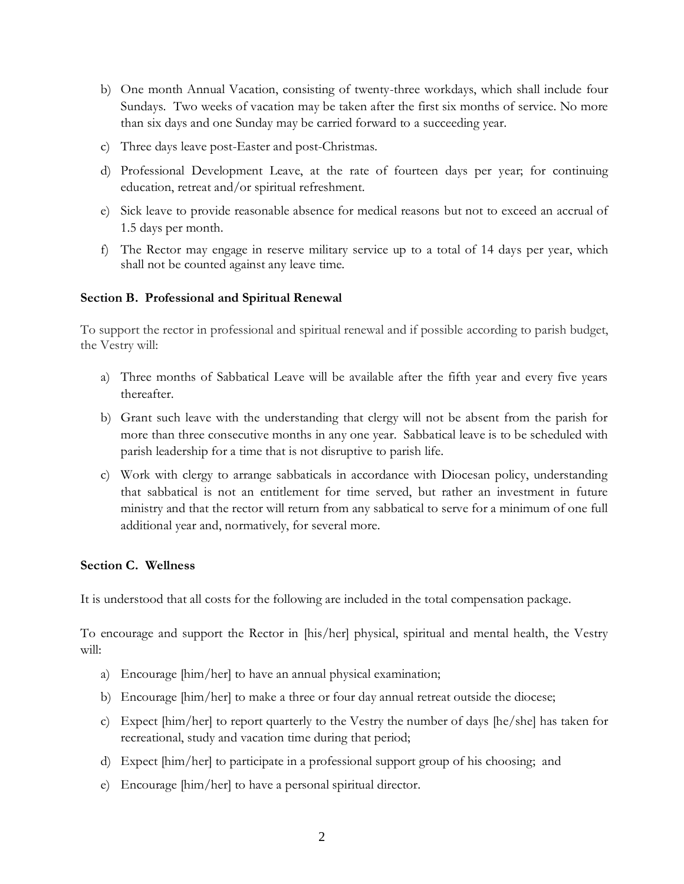b) One month Annual Vacation, consisting of twenty-three workdays, which shall include four Sundays. Two weeks of vacation may be taken after the first six months of service. No more than six days and one Sunday may be carried forward to a succeeding year.

c) Three days leave post-Easter and post-Christmas.

d) Professional Development Leave, at the rate of fourteen days per year; for continuing education, retreat and/or spiritual refreshment.

e) Sick leave to provide reasonable absence for medical reasons but not to exceed an accrual of 1.5 days per month.

f) The Rector may engage in reserve military service up to a total of 14 days per year, which shall not be counted against any leave time.

**Section B. Professional and Spiritual Renewal**

To support the rector in professional and spiritual renewal and if possible according to parish budget, the Vestry will:

a) Three months of Sabbatical Leave will be available after the fifth year and every five years thereafter.

b) Grant such leave with the understanding that clergy will not be absent from the parish for more than three consecutive months in any one year. Sabbatical leave is to be scheduled with parish leadership for a time that is not disruptive to parish life.

c) Work with clergy to arrange sabbaticals in accordance with Diocesan policy, understanding that sabbatical is not an entitlement for time served, but rather an investment in future ministry and that the rector will return from any sabbatical to serve for a minimum of one full additional year and, normatively, for several more.

**Section C. Wellness**

It is understood that all costs for the following are included in the total compensation package.

To encourage and support the Rector in [his/her] physical, spiritual and mental health, the Vestry will:

a) Encourage [him/her] to have an annual physical examination;

b) Encourage [him/her] to make a three or four day annual retreat outside the diocese;

c) Expect [him/her] to report quarterly to the Vestry the number of days [he/she] has taken for recreational, study and vacation time during that period;

d) Expect [him/her] to participate in a professional support group of his choosing; and

e) Encourage [him/her] to have a personal spiritual director.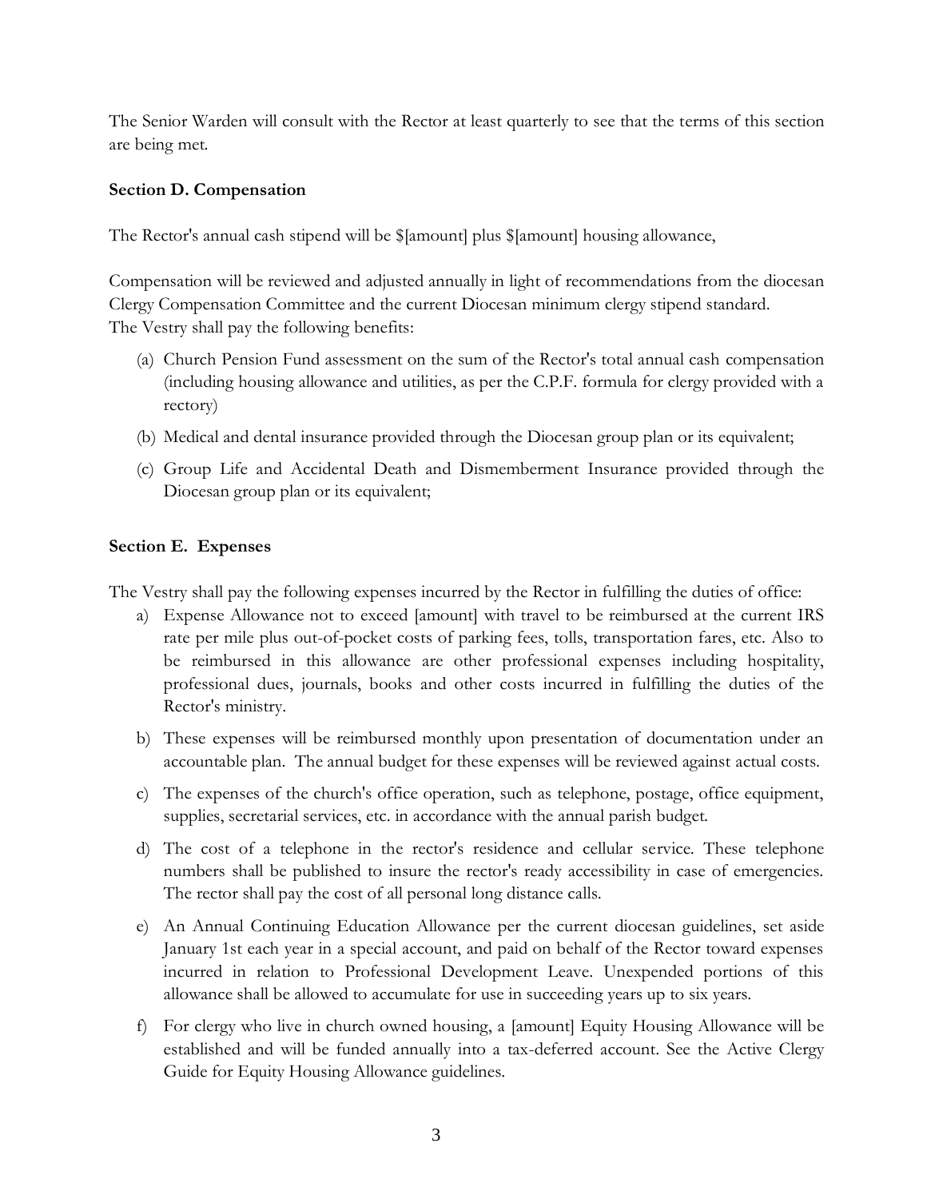The Senior Warden will consult with the Rector at least quarterly to see that the terms of this section are being met.

**Section D. Compensation**

The Rector's annual cash stipend will be $[amount] plus $[amount] housing allowance,

Compensation will be reviewed and adjusted annually in light of recommendations from the diocesan Clergy Compensation Committee and the current Diocesan minimum clergy stipend standard.
The Vestry shall pay the following benefits:

(a) Church Pension Fund assessment on the sum of the Rector's total annual cash compensation (including housing allowance and utilities, as per the C.P.F. formula for clergy provided with a rectory)

(b) Medical and dental insurance provided through the Diocesan group plan or its equivalent;

(c) Group Life and Accidental Death and Dismemberment Insurance provided through the Diocesan group plan or its equivalent;

**Section E. Expenses**

The Vestry shall pay the following expenses incurred by the Rector in fulfilling the duties of office:

a) Expense Allowance not to exceed [amount] with travel to be reimbursed at the current IRS rate per mile plus out-of-pocket costs of parking fees, tolls, transportation fares, etc. Also to be reimbursed in this allowance are other professional expenses including hospitality, professional dues, journals, books and other costs incurred in fulfilling the duties of the Rector's ministry.

b) These expenses will be reimbursed monthly upon presentation of documentation under an accountable plan. The annual budget for these expenses will be reviewed against actual costs.

c) The expenses of the church's office operation, such as telephone, postage, office equipment, supplies, secretarial services, etc. in accordance with the annual parish budget.

d) The cost of a telephone in the rector's residence and cellular service. These telephone numbers shall be published to insure the rector's ready accessibility in case of emergencies. The rector shall pay the cost of all personal long distance calls.

e) An Annual Continuing Education Allowance per the current diocesan guidelines, set aside January 1st each year in a special account, and paid on behalf of the Rector toward expenses incurred in relation to Professional Development Leave. Unexpended portions of this allowance shall be allowed to accumulate for use in succeeding years up to six years.

f) For clergy who live in church owned housing, a [amount] Equity Housing Allowance will be established and will be funded annually into a tax-deferred account. See the Active Clergy Guide for Equity Housing Allowance guidelines.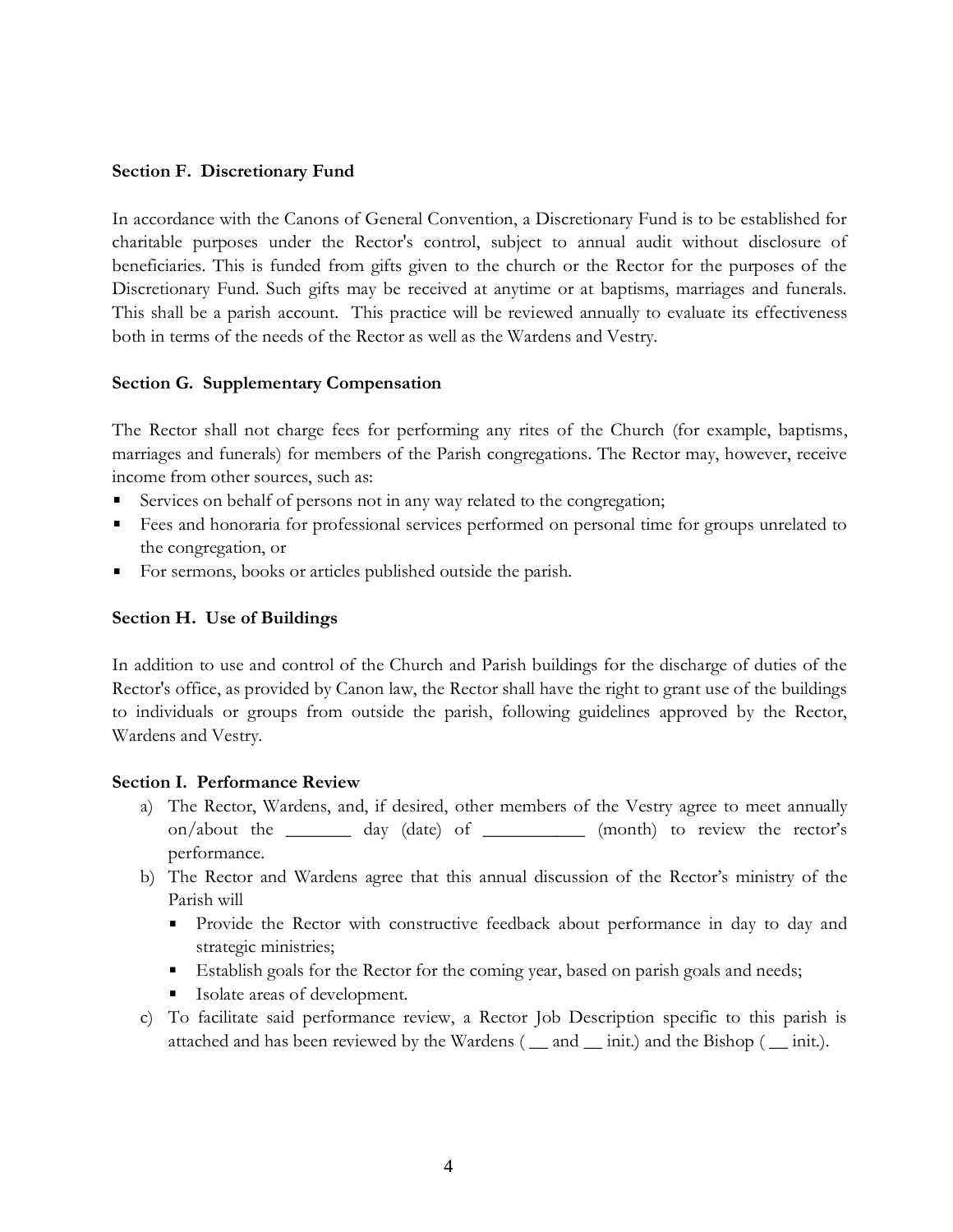**Section F. Discretionary Fund**

In accordance with the Canons of General Convention, a Discretionary Fund is to be established for charitable purposes under the Rector's control, subject to annual audit without disclosure of beneficiaries. This is funded from gifts given to the church or the Rector for the purposes of the Discretionary Fund. Such gifts may be received at anytime or at baptisms, marriages and funerals. This shall be a parish account. This practice will be reviewed annually to evaluate its effectiveness both in terms of the needs of the Rector as well as the Wardens and Vestry.

**Section G. Supplementary Compensation**

The Rector shall not charge fees for performing any rites of the Church (for example, baptisms, marriages and funerals) for members of the Parish congregations. The Rector may, however, receive income from other sources, such as:

- Services on behalf of persons not in any way related to the congregation;
- Fees and honoraria for professional services performed on personal time for groups unrelated to the congregation, or
- For sermons, books or articles published outside the parish.

**Section H. Use of Buildings**

In addition to use and control of the Church and Parish buildings for the discharge of duties of the Rector's office, as provided by Canon law, the Rector shall have the right to grant use of the buildings to individuals or groups from outside the parish, following guidelines approved by the Rector, Wardens and Vestry.

**Section I. Performance Review**

a) The Rector, Wardens, and, if desired, other members of the Vestry agree to meet annually on/about the _______ day (date) of ___________ (month) to review the rector's performance.

b) The Rector and Wardens agree that this annual discussion of the Rector's ministry of the Parish will
   - Provide the Rector with constructive feedback about performance in day to day and strategic ministries;
   - Establish goals for the Rector for the coming year, based on parish goals and needs;
   - Isolate areas of development.

c) To facilitate said performance review, a Rector Job Description specific to this parish is attached and has been reviewed by the Wardens ( __ and __ init.) and the Bishop ( __ init.).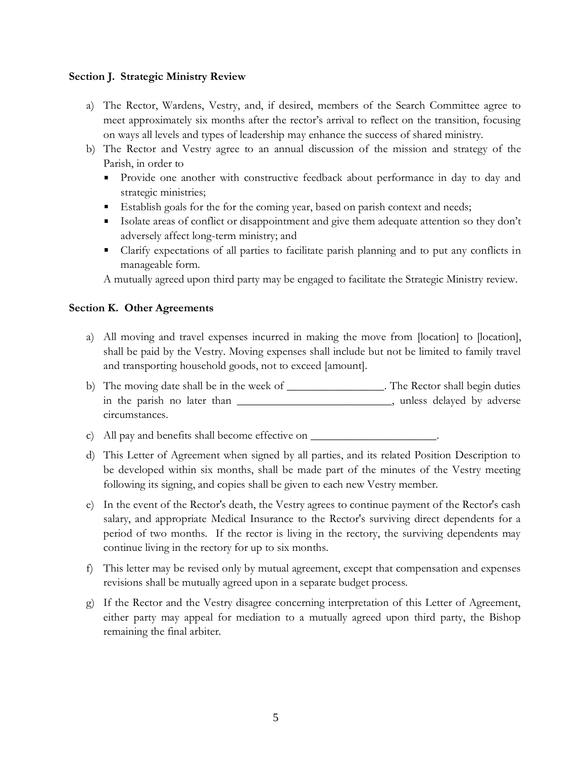**Section J. Strategic Ministry Review**

a) The Rector, Wardens, Vestry, and, if desired, members of the Search Committee agree to meet approximately six months after the rector's arrival to reflect on the transition, focusing on ways all levels and types of leadership may enhance the success of shared ministry.

b) The Rector and Vestry agree to an annual discussion of the mission and strategy of the Parish, in order to
   - Provide one another with constructive feedback about performance in day to day and strategic ministries;
   - Establish goals for the for the coming year, based on parish context and needs;
   - Isolate areas of conflict or disappointment and give them adequate attention so they don't adversely affect long-term ministry; and
   - Clarify expectations of all parties to facilitate parish planning and to put any conflicts in manageable form.

   A mutually agreed upon third party may be engaged to facilitate the Strategic Ministry review.

**Section K. Other Agreements**

a) All moving and travel expenses incurred in making the move from [location] to [location], shall be paid by the Vestry. Moving expenses shall include but not be limited to family travel and transporting household goods, not to exceed [amount].

b) The moving date shall be in the week of _________________. The Rector shall begin duties in the parish no later than ___________________________, unless delayed by adverse circumstances.

c) All pay and benefits shall become effective on ______________________.

d) This Letter of Agreement when signed by all parties, and its related Position Description to be developed within six months, shall be made part of the minutes of the Vestry meeting following its signing, and copies shall be given to each new Vestry member.

e) In the event of the Rector's death, the Vestry agrees to continue payment of the Rector's cash salary, and appropriate Medical Insurance to the Rector's surviving direct dependents for a period of two months. If the rector is living in the rectory, the surviving dependents may continue living in the rectory for up to six months.

f) This letter may be revised only by mutual agreement, except that compensation and expenses revisions shall be mutually agreed upon in a separate budget process.

g) If the Rector and the Vestry disagree concerning interpretation of this Letter of Agreement, either party may appeal for mediation to a mutually agreed upon third party, the Bishop remaining the final arbiter.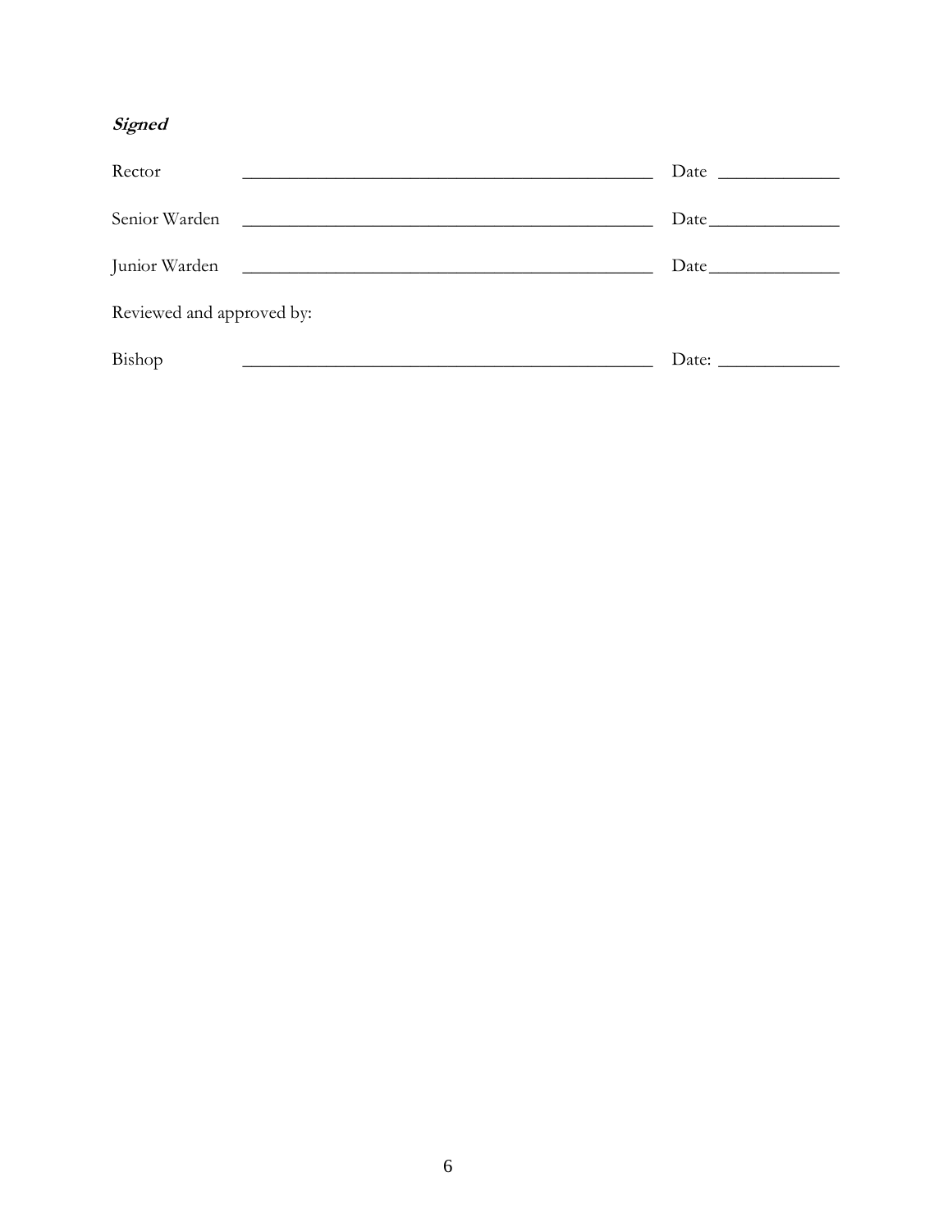***Signed***

Rector _____________________________________________ Date _____________

Senior Warden _____________________________________________ Date_______________

Junior Warden _____________________________________________ Date_______________

Reviewed and approved by:

Bishop _____________________________________________ Date: _____________